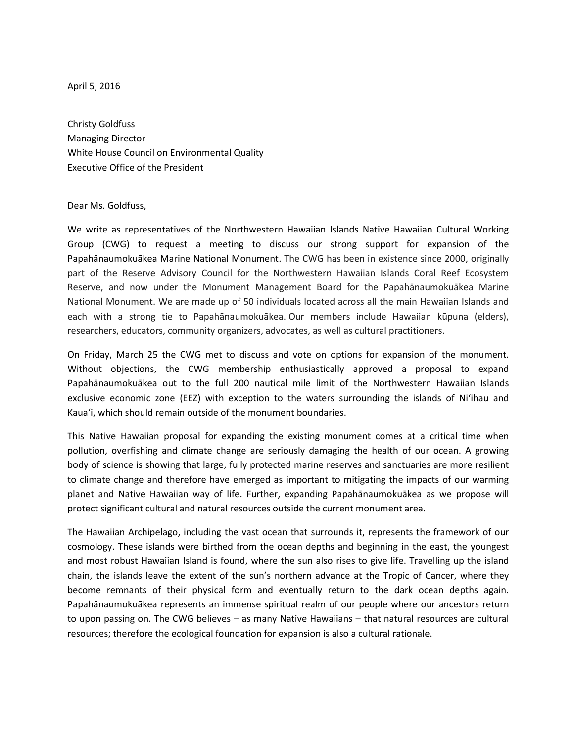April 5, 2016

Christy Goldfuss  
Managing Director  
White House Council on Environmental Quality  
Executive Office of the President

Dear Ms. Goldfuss,

We write as representatives of the Northwestern Hawaiian Islands Native Hawaiian Cultural Working Group (CWG) to request a meeting to discuss our strong support for expansion of the Papahānaumokuākea Marine National Monument. The CWG has been in existence since 2000, originally part of the Reserve Advisory Council for the Northwestern Hawaiian Islands Coral Reef Ecosystem Reserve, and now under the Monument Management Board for the Papahānaumokuākea Marine National Monument. We are made up of 50 individuals located across all the main Hawaiian Islands and each with a strong tie to Papahānaumokuākea. Our members include Hawaiian kūpuna (elders), researchers, educators, community organizers, advocates, as well as cultural practitioners.

On Friday, March 25 the CWG met to discuss and vote on options for expansion of the monument. Without objections, the CWG membership enthusiastically approved a proposal to expand Papahānaumokuākea out to the full 200 nautical mile limit of the Northwestern Hawaiian Islands exclusive economic zone (EEZ) with exception to the waters surrounding the islands of Niʻihau and Kauaʻi, which should remain outside of the monument boundaries.

This Native Hawaiian proposal for expanding the existing monument comes at a critical time when pollution, overfishing and climate change are seriously damaging the health of our ocean. A growing body of science is showing that large, fully protected marine reserves and sanctuaries are more resilient to climate change and therefore have emerged as important to mitigating the impacts of our warming planet and Native Hawaiian way of life. Further, expanding Papahānaumokuākea as we propose will protect significant cultural and natural resources outside the current monument area.

The Hawaiian Archipelago, including the vast ocean that surrounds it, represents the framework of our cosmology. These islands were birthed from the ocean depths and beginning in the east, the youngest and most robust Hawaiian Island is found, where the sun also rises to give life. Travelling up the island chain, the islands leave the extent of the sun's northern advance at the Tropic of Cancer, where they become remnants of their physical form and eventually return to the dark ocean depths again. Papahānaumokuākea represents an immense spiritual realm of our people where our ancestors return to upon passing on. The CWG believes – as many Native Hawaiians – that natural resources are cultural resources; therefore the ecological foundation for expansion is also a cultural rationale.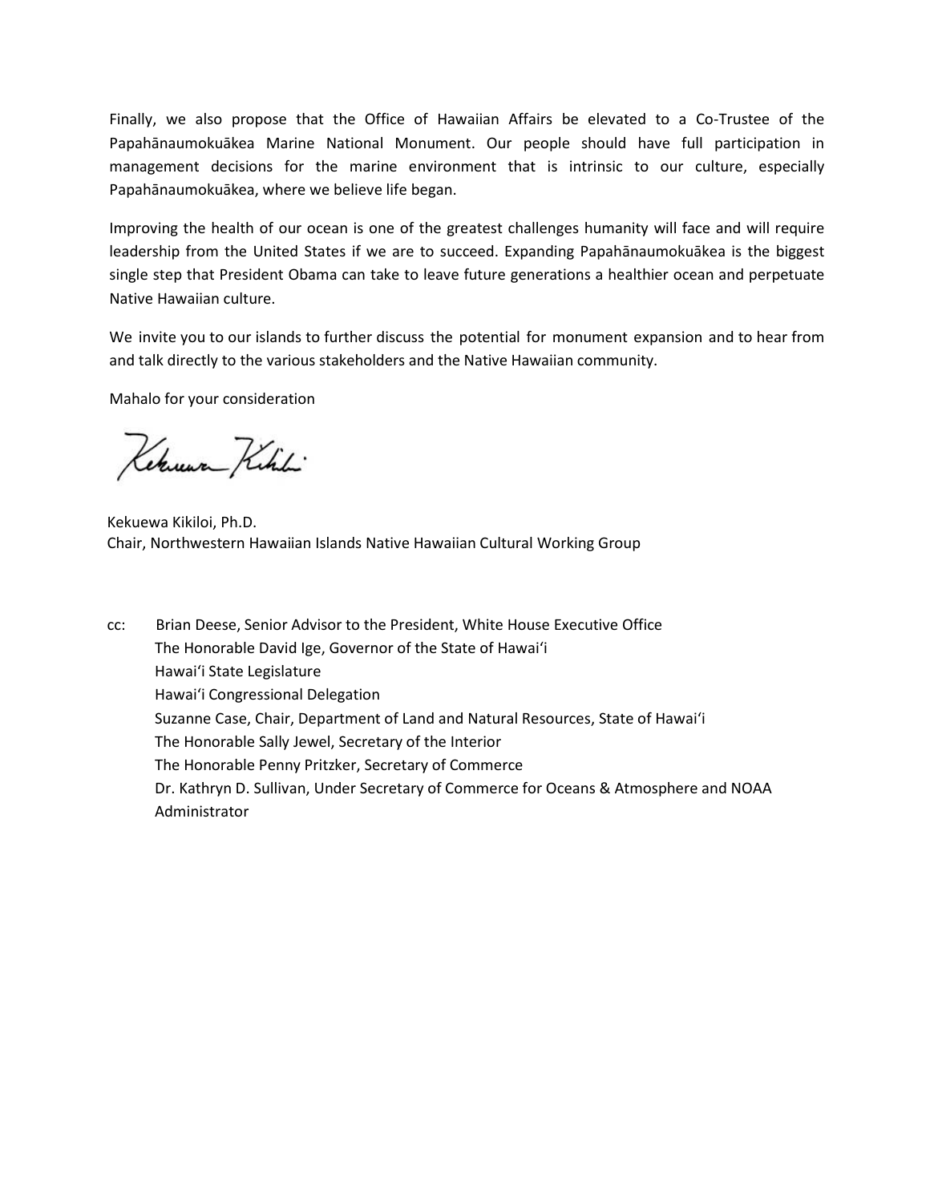Finally, we also propose that the Office of Hawaiian Affairs be elevated to a Co-Trustee of the Papahānaumokuākea Marine National Monument. Our people should have full participation in management decisions for the marine environment that is intrinsic to our culture, especially Papahānaumokuākea, where we believe life began.

Improving the health of our ocean is one of the greatest challenges humanity will face and will require leadership from the United States if we are to succeed. Expanding Papahānaumokuākea is the biggest single step that President Obama can take to leave future generations a healthier ocean and perpetuate Native Hawaiian culture.

We invite you to our islands to further discuss the potential for monument expansion and to hear from and talk directly to the various stakeholders and the Native Hawaiian community.

Mahalo for your consideration

Kekuewa Kikiloi, Ph.D.
Chair, Northwestern Hawaiian Islands Native Hawaiian Cultural Working Group

cc: Brian Deese, Senior Advisor to the President, White House Executive Office
The Honorable David Ige, Governor of the State of Hawaiʻi
Hawaiʻi State Legislature
Hawaiʻi Congressional Delegation
Suzanne Case, Chair, Department of Land and Natural Resources, State of Hawaiʻi
The Honorable Sally Jewel, Secretary of the Interior
The Honorable Penny Pritzker, Secretary of Commerce
Dr. Kathryn D. Sullivan, Under Secretary of Commerce for Oceans & Atmosphere and NOAA Administrator